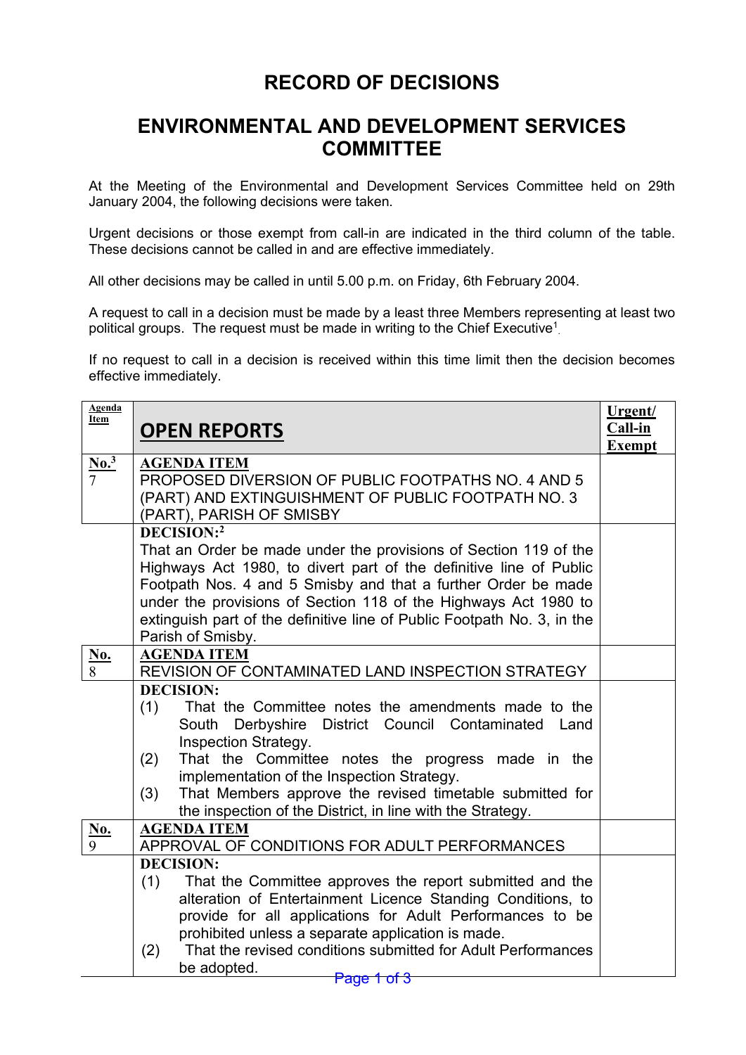# RECORD OF DECISIONS

## ENVIRONMENTAL AND DEVELOPMENT SERVICES COMMITTEE

At the Meeting of the Environmental and Development Services Committee held on 29th January 2004, the following decisions were taken.

Urgent decisions or those exempt from call-in are indicated in the third column of the table. These decisions cannot be called in and are effective immediately.

All other decisions may be called in until 5.00 p.m. on Friday, 6th February 2004.

A request to call in a decision must be made by a least three Members representing at least two political groups. The request must be made in writing to the Chief Executive[1].

If no request to call in a decision is received within this time limit then the decision becomes effective immediately.

| Agenda Item | OPEN REPORTS | Urgent/ Call-in Exempt |
|---|---|---|
| No.[3] 7 | **AGENDA ITEM**<br>PROPOSED DIVERSION OF PUBLIC FOOTPATHS NO. 4 AND 5 (PART) AND EXTINGUISHMENT OF PUBLIC FOOTPATH NO. 3 (PART), PARISH OF SMISBY | |
| | **DECISION:**[2]<br>That an Order be made under the provisions of Section 119 of the Highways Act 1980, to divert part of the definitive line of Public Footpath Nos. 4 and 5 Smisby and that a further Order be made under the provisions of Section 118 of the Highways Act 1980 to extinguish part of the definitive line of Public Footpath No. 3, in the Parish of Smisby. | |
| No. 8 | **AGENDA ITEM**<br>REVISION OF CONTAMINATED LAND INSPECTION STRATEGY | |
| | **DECISION:**<br>(1) That the Committee notes the amendments made to the South Derbyshire District Council Contaminated Land Inspection Strategy.<br>(2) That the Committee notes the progress made in the implementation of the Inspection Strategy.<br>(3) That Members approve the revised timetable submitted for the inspection of the District, in line with the Strategy. | |
| No. 9 | **AGENDA ITEM**<br>APPROVAL OF CONDITIONS FOR ADULT PERFORMANCES | |
| | **DECISION:**<br>(1) That the Committee approves the report submitted and the alteration of Entertainment Licence Standing Conditions, to provide for all applications for Adult Performances to be prohibited unless a separate application is made.<br>(2) That the revised conditions submitted for Adult Performances be adopted. | |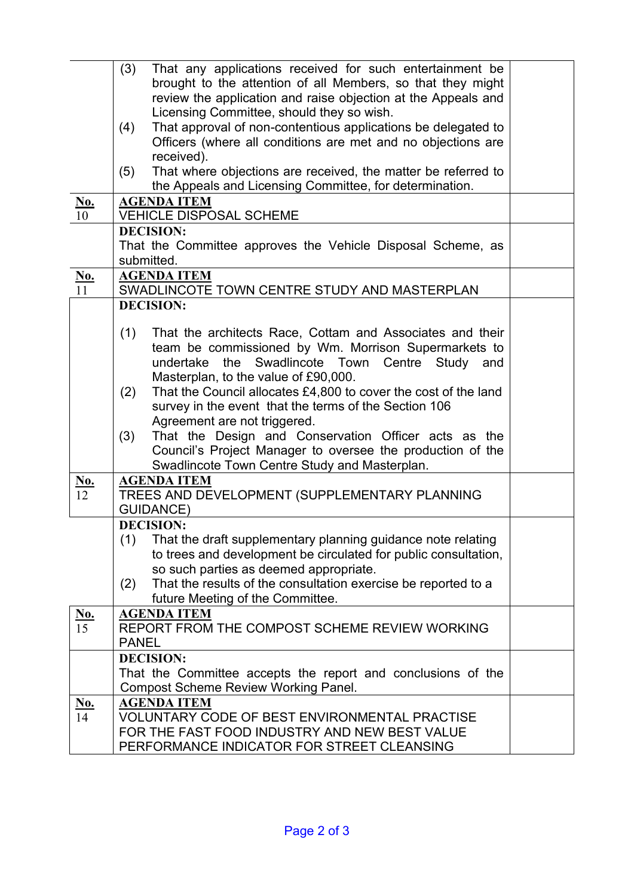| | | |
|---|---|---|
| | (3) That any applications received for such entertainment be brought to the attention of all Members, so that they might review the application and raise objection at the Appeals and Licensing Committee, should they so wish.<br>(4) That approval of non-contentious applications be delegated to Officers (where all conditions are met and no objections are received).<br>(5) That where objections are received, the matter be referred to the Appeals and Licensing Committee, for determination. | |
| **No.** 10 | **AGENDA ITEM**<br>VEHICLE DISPOSAL SCHEME | |
| | **DECISION:**<br>That the Committee approves the Vehicle Disposal Scheme, as submitted. | |
| **No.** 11 | **AGENDA ITEM**<br>SWADLINCOTE TOWN CENTRE STUDY AND MASTERPLAN | |
| | **DECISION:**<br>(1) That the architects Race, Cottam and Associates and their team be commissioned by Wm. Morrison Supermarkets to undertake the Swadlincote Town Centre Study and Masterplan, to the value of £90,000.<br>(2) That the Council allocates £4,800 to cover the cost of the land survey in the event that the terms of the Section 106 Agreement are not triggered.<br>(3) That the Design and Conservation Officer acts as the Council's Project Manager to oversee the production of the Swadlincote Town Centre Study and Masterplan. | |
| **No.** 12 | **AGENDA ITEM**<br>TREES AND DEVELOPMENT (SUPPLEMENTARY PLANNING GUIDANCE) | |
| | **DECISION:**<br>(1) That the draft supplementary planning guidance note relating to trees and development be circulated for public consultation, so such parties as deemed appropriate.<br>(2) That the results of the consultation exercise be reported to a future Meeting of the Committee. | |
| **No.** 15 | **AGENDA ITEM**<br>REPORT FROM THE COMPOST SCHEME REVIEW WORKING PANEL | |
| | **DECISION:**<br>That the Committee accepts the report and conclusions of the Compost Scheme Review Working Panel. | |
| **No.** 14 | **AGENDA ITEM**<br>VOLUNTARY CODE OF BEST ENVIRONMENTAL PRACTISE FOR THE FAST FOOD INDUSTRY AND NEW BEST VALUE PERFORMANCE INDICATOR FOR STREET CLEANSING | |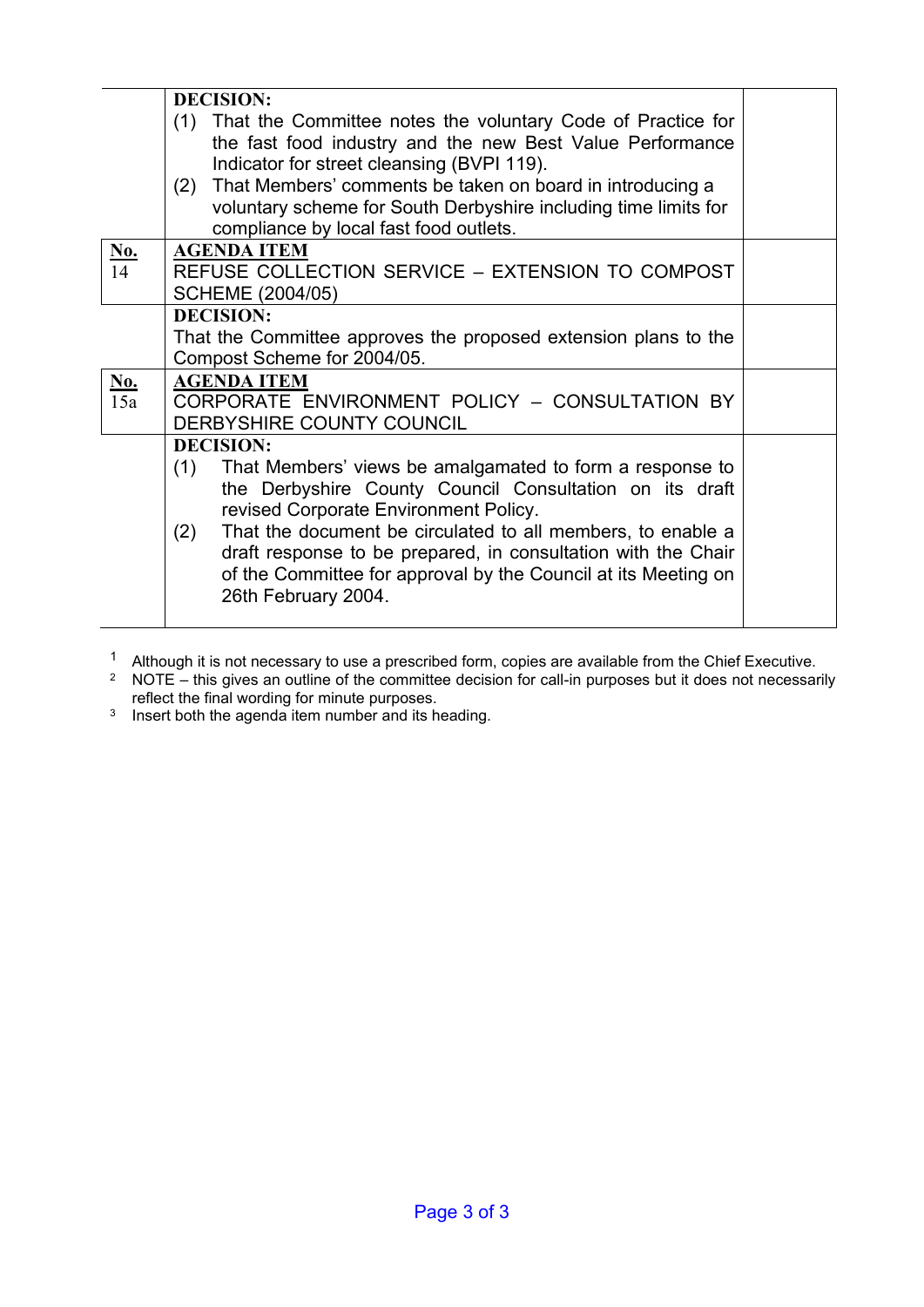| | | |
|---|---|---|
| | **DECISION:**<br>(1) That the Committee notes the voluntary Code of Practice for the fast food industry and the new Best Value Performance Indicator for street cleansing (BVPI 119).<br>(2) That Members' comments be taken on board in introducing a voluntary scheme for South Derbyshire including time limits for compliance by local fast food outlets. | |
| **No.** 14 | **AGENDA ITEM**<br>REFUSE COLLECTION SERVICE – EXTENSION TO COMPOST SCHEME (2004/05) | |
| | **DECISION:**<br>That the Committee approves the proposed extension plans to the Compost Scheme for 2004/05. | |
| **No.** 15a | **AGENDA ITEM**<br>CORPORATE ENVIRONMENT POLICY – CONSULTATION BY DERBYSHIRE COUNTY COUNCIL | |
| | **DECISION:**<br>(1) That Members' views be amalgamated to form a response to the Derbyshire County Council Consultation on its draft revised Corporate Environment Policy.<br>(2) That the document be circulated to all members, to enable a draft response to be prepared, in consultation with the Chair of the Committee for approval by the Council at its Meeting on 26th February 2004. | |

[1] Although it is not necessary to use a prescribed form, copies are available from the Chief Executive.

[2] NOTE – this gives an outline of the committee decision for call-in purposes but it does not necessarily reflect the final wording for minute purposes.

[3] Insert both the agenda item number and its heading.